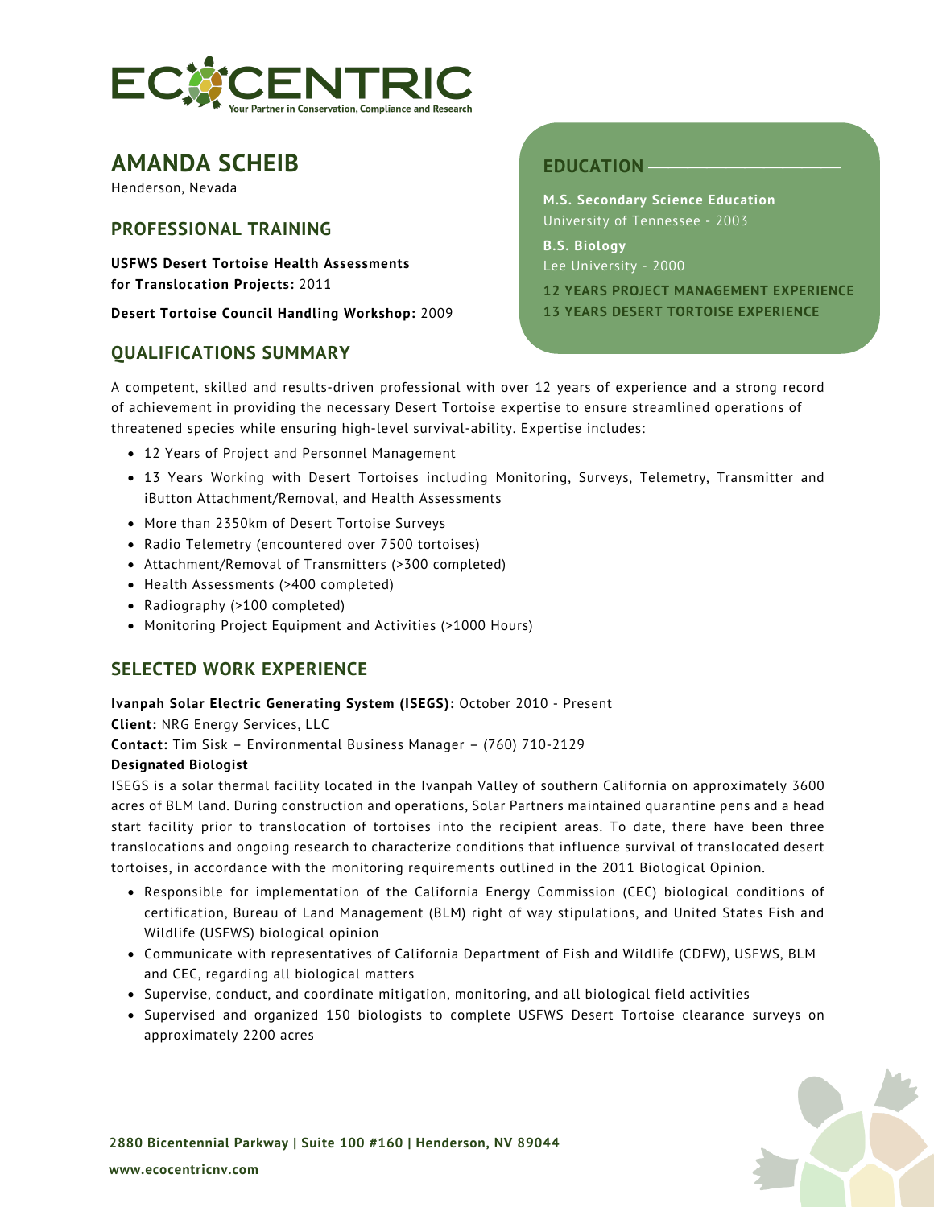ECOCENTRIC
Your Partner in Conservation, Compliance and Research

# AMANDA SCHEIB

Henderson, Nevada

## PROFESSIONAL TRAINING

**USFWS Desert Tortoise Health Assessments for Translocation Projects:** 2011

**Desert Tortoise Council Handling Workshop:** 2009

## EDUCATION

**M.S. Secondary Science Education**
University of Tennessee - 2003

**B.S. Biology**
Lee University - 2000

**12 YEARS PROJECT MANAGEMENT EXPERIENCE**
**13 YEARS DESERT TORTOISE EXPERIENCE**

## QUALIFICATIONS SUMMARY

A competent, skilled and results-driven professional with over 12 years of experience and a strong record of achievement in providing the necessary Desert Tortoise expertise to ensure streamlined operations of threatened species while ensuring high-level survival-ability. Expertise includes:

- 12 Years of Project and Personnel Management
- 13 Years Working with Desert Tortoises including Monitoring, Surveys, Telemetry, Transmitter and iButton Attachment/Removal, and Health Assessments
- More than 2350km of Desert Tortoise Surveys
- Radio Telemetry (encountered over 7500 tortoises)
- Attachment/Removal of Transmitters (>300 completed)
- Health Assessments (>400 completed)
- Radiography (>100 completed)
- Monitoring Project Equipment and Activities (>1000 Hours)

## SELECTED WORK EXPERIENCE

**Ivanpah Solar Electric Generating System (ISEGS):** October 2010 - Present
**Client:** NRG Energy Services, LLC
**Contact:** Tim Sisk – Environmental Business Manager – (760) 710-2129
**Designated Biologist**

ISEGS is a solar thermal facility located in the Ivanpah Valley of southern California on approximately 3600 acres of BLM land. During construction and operations, Solar Partners maintained quarantine pens and a head start facility prior to translocation of tortoises into the recipient areas. To date, there have been three translocations and ongoing research to characterize conditions that influence survival of translocated desert tortoises, in accordance with the monitoring requirements outlined in the 2011 Biological Opinion.

- Responsible for implementation of the California Energy Commission (CEC) biological conditions of certification, Bureau of Land Management (BLM) right of way stipulations, and United States Fish and Wildlife (USFWS) biological opinion
- Communicate with representatives of California Department of Fish and Wildlife (CDFW), USFWS, BLM and CEC, regarding all biological matters
- Supervise, conduct, and coordinate mitigation, monitoring, and all biological field activities
- Supervised and organized 150 biologists to complete USFWS Desert Tortoise clearance surveys on approximately 2200 acres

2880 Bicentennial Parkway | Suite 100 #160 | Henderson, NV 89044
www.ecocentricnv.com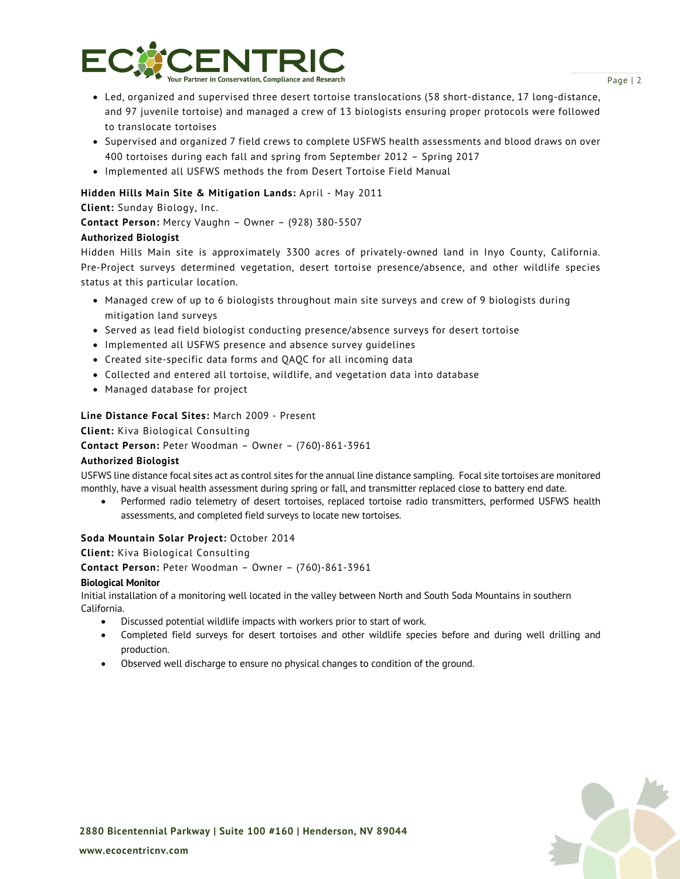- Led, organized and supervised three desert tortoise translocations (58 short-distance, 17 long-distance, and 97 juvenile tortoise) and managed a crew of 13 biologists ensuring proper protocols were followed to translocate tortoises
- Supervised and organized 7 field crews to complete USFWS health assessments and blood draws on over 400 tortoises during each fall and spring from September 2012 – Spring 2017
- Implemented all USFWS methods the from Desert Tortoise Field Manual

**Hidden Hills Main Site & Mitigation Lands:** April - May 2011
**Client:** Sunday Biology, Inc.
**Contact Person:** Mercy Vaughn – Owner – (928) 380-5507
**Authorized Biologist**
Hidden Hills Main site is approximately 3300 acres of privately-owned land in Inyo County, California. Pre-Project surveys determined vegetation, desert tortoise presence/absence, and other wildlife species status at this particular location.

- Managed crew of up to 6 biologists throughout main site surveys and crew of 9 biologists during mitigation land surveys
- Served as lead field biologist conducting presence/absence surveys for desert tortoise
- Implemented all USFWS presence and absence survey guidelines
- Created site-specific data forms and QAQC for all incoming data
- Collected and entered all tortoise, wildlife, and vegetation data into database
- Managed database for project

**Line Distance Focal Sites:** March 2009 - Present
**Client:** Kiva Biological Consulting
**Contact Person:** Peter Woodman – Owner – (760)-861-3961
**Authorized Biologist**
USFWS line distance focal sites act as control sites for the annual line distance sampling. Focal site tortoises are monitored monthly, have a visual health assessment during spring or fall, and transmitter replaced close to battery end date.

- Performed radio telemetry of desert tortoises, replaced tortoise radio transmitters, performed USFWS health assessments, and completed field surveys to locate new tortoises.

**Soda Mountain Solar Project:** October 2014
**Client:** Kiva Biological Consulting
**Contact Person:** Peter Woodman – Owner – (760)-861-3961
**Biological Monitor**
Initial installation of a monitoring well located in the valley between North and South Soda Mountains in southern California.

- Discussed potential wildlife impacts with workers prior to start of work.
- Completed field surveys for desert tortoises and other wildlife species before and during well drilling and production.
- Observed well discharge to ensure no physical changes to condition of the ground.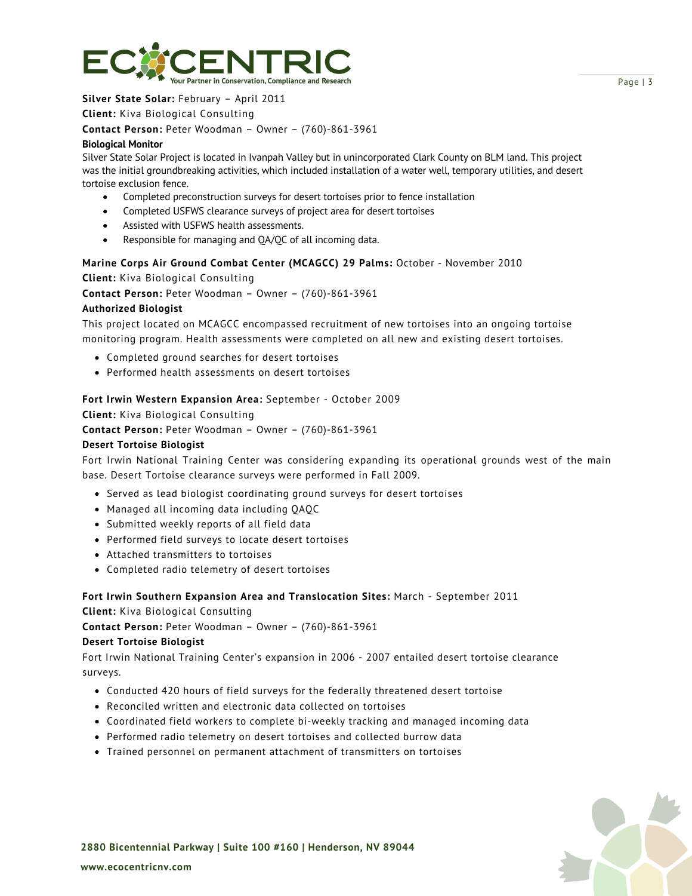**Silver State Solar:** February – April 2011

**Client:** Kiva Biological Consulting

**Contact Person:** Peter Woodman – Owner – (760)-861-3961

**Biological Monitor**

Silver State Solar Project is located in Ivanpah Valley but in unincorporated Clark County on BLM land. This project was the initial groundbreaking activities, which included installation of a water well, temporary utilities, and desert tortoise exclusion fence.

- Completed preconstruction surveys for desert tortoises prior to fence installation
- Completed USFWS clearance surveys of project area for desert tortoises
- Assisted with USFWS health assessments.
- Responsible for managing and QA/QC of all incoming data.

**Marine Corps Air Ground Combat Center (MCAGCC) 29 Palms:** October - November 2010

**Client:** Kiva Biological Consulting

**Contact Person:** Peter Woodman – Owner – (760)-861-3961

**Authorized Biologist**

This project located on MCAGCC encompassed recruitment of new tortoises into an ongoing tortoise monitoring program. Health assessments were completed on all new and existing desert tortoises.

- Completed ground searches for desert tortoises
- Performed health assessments on desert tortoises

**Fort Irwin Western Expansion Area:** September - October 2009

**Client:** Kiva Biological Consulting

**Contact Person:** Peter Woodman – Owner – (760)-861-3961

**Desert Tortoise Biologist**

Fort Irwin National Training Center was considering expanding its operational grounds west of the main base. Desert Tortoise clearance surveys were performed in Fall 2009.

- Served as lead biologist coordinating ground surveys for desert tortoises
- Managed all incoming data including QAQC
- Submitted weekly reports of all field data
- Performed field surveys to locate desert tortoises
- Attached transmitters to tortoises
- Completed radio telemetry of desert tortoises

**Fort Irwin Southern Expansion Area and Translocation Sites:** March - September 2011

**Client:** Kiva Biological Consulting

**Contact Person:** Peter Woodman – Owner – (760)-861-3961

**Desert Tortoise Biologist**

Fort Irwin National Training Center's expansion in 2006 - 2007 entailed desert tortoise clearance surveys.

- Conducted 420 hours of field surveys for the federally threatened desert tortoise
- Reconciled written and electronic data collected on tortoises
- Coordinated field workers to complete bi-weekly tracking and managed incoming data
- Performed radio telemetry on desert tortoises and collected burrow data
- Trained personnel on permanent attachment of transmitters on tortoises